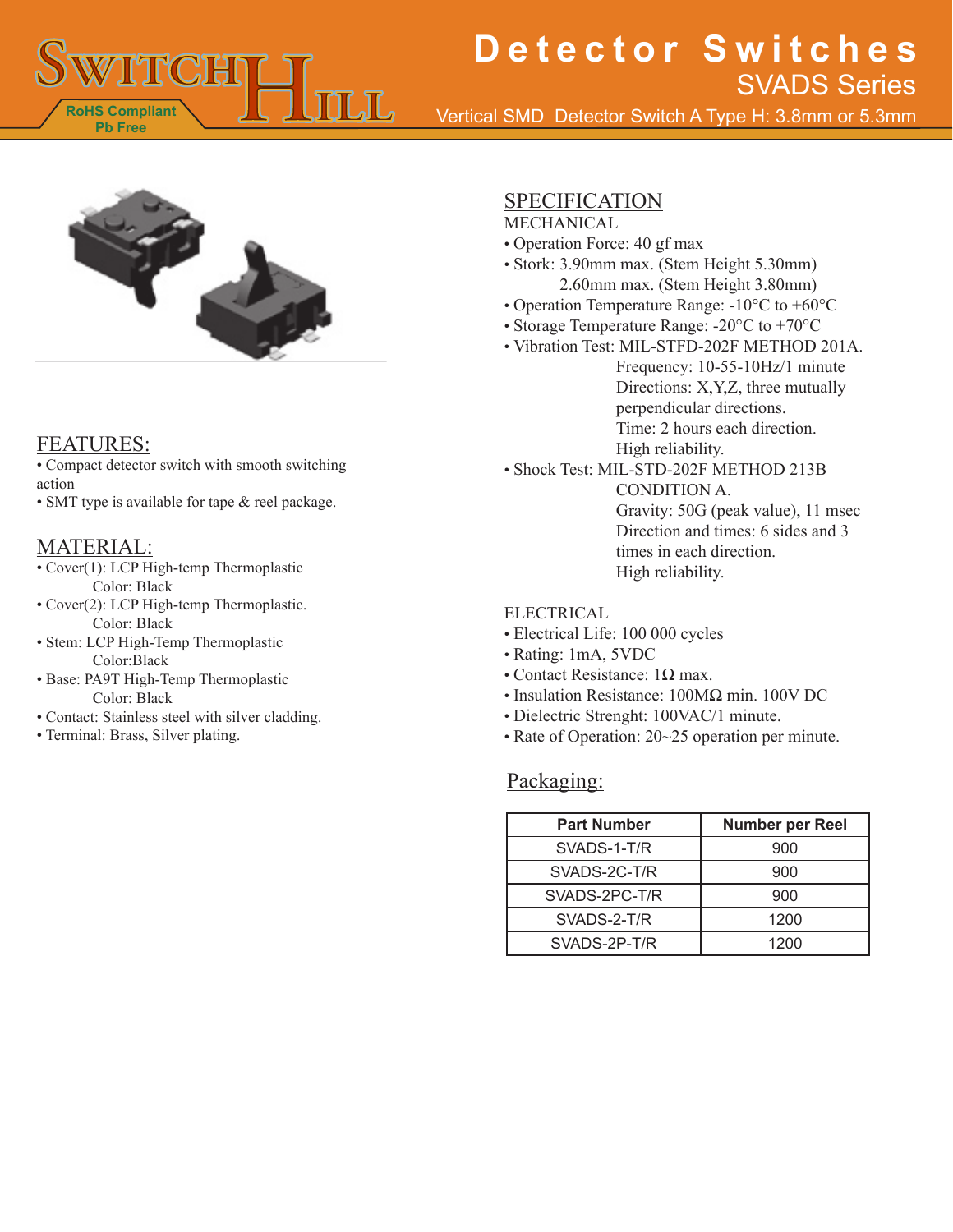# Detector Switches

## SVADS Series

Vertical SMD Detector Switch A Type H: 3.8mm or 5.3mm

RoHS Compliant
Pb Free

## FEATURES:

- Compact detector switch with smooth switching action
- SMT type is available for tape & reel package.

## MATERIAL:

- Cover(1): LCP High-temp Thermoplastic
  Color: Black
- Cover(2): LCP High-temp Thermoplastic.
  Color: Black
- Stem: LCP High-Temp Thermoplastic
  Color:Black
- Base: PA9T High-Temp Thermoplastic
  Color: Black
- Contact: Stainless steel with silver cladding.
- Terminal: Brass, Silver plating.

## SPECIFICATION

### MECHANICAL

- Operation Force: 40 gf max
- Stork: 3.90mm max. (Stem Height 5.30mm)
  2.60mm max. (Stem Height 3.80mm)
- Operation Temperature Range: -10°C to +60°C
- Storage Temperature Range: -20°C to +70°C
- Vibration Test: MIL-STFD-202F METHOD 201A.
  Frequency: 10-55-10Hz/1 minute
  Directions: X,Y,Z, three mutually perpendicular directions.
  Time: 2 hours each direction.
  High reliability.
- Shock Test: MIL-STD-202F METHOD 213B CONDITION A.
  Gravity: 50G (peak value), 11 msec
  Direction and times: 6 sides and 3 times in each direction.
  High reliability.

### ELECTRICAL

- Electrical Life: 100 000 cycles
- Rating: 1mA, 5VDC
- Contact Resistance: 1Ω max.
- Insulation Resistance: 100MΩ min. 100V DC
- Dielectric Strenght: 100VAC/1 minute.
- Rate of Operation: 20~25 operation per minute.

## Packaging:

| Part Number | Number per Reel |
|---|---|
| SVADS-1-T/R | 900 |
| SVADS-2C-T/R | 900 |
| SVADS-2PC-T/R | 900 |
| SVADS-2-T/R | 1200 |
| SVADS-2P-T/R | 1200 |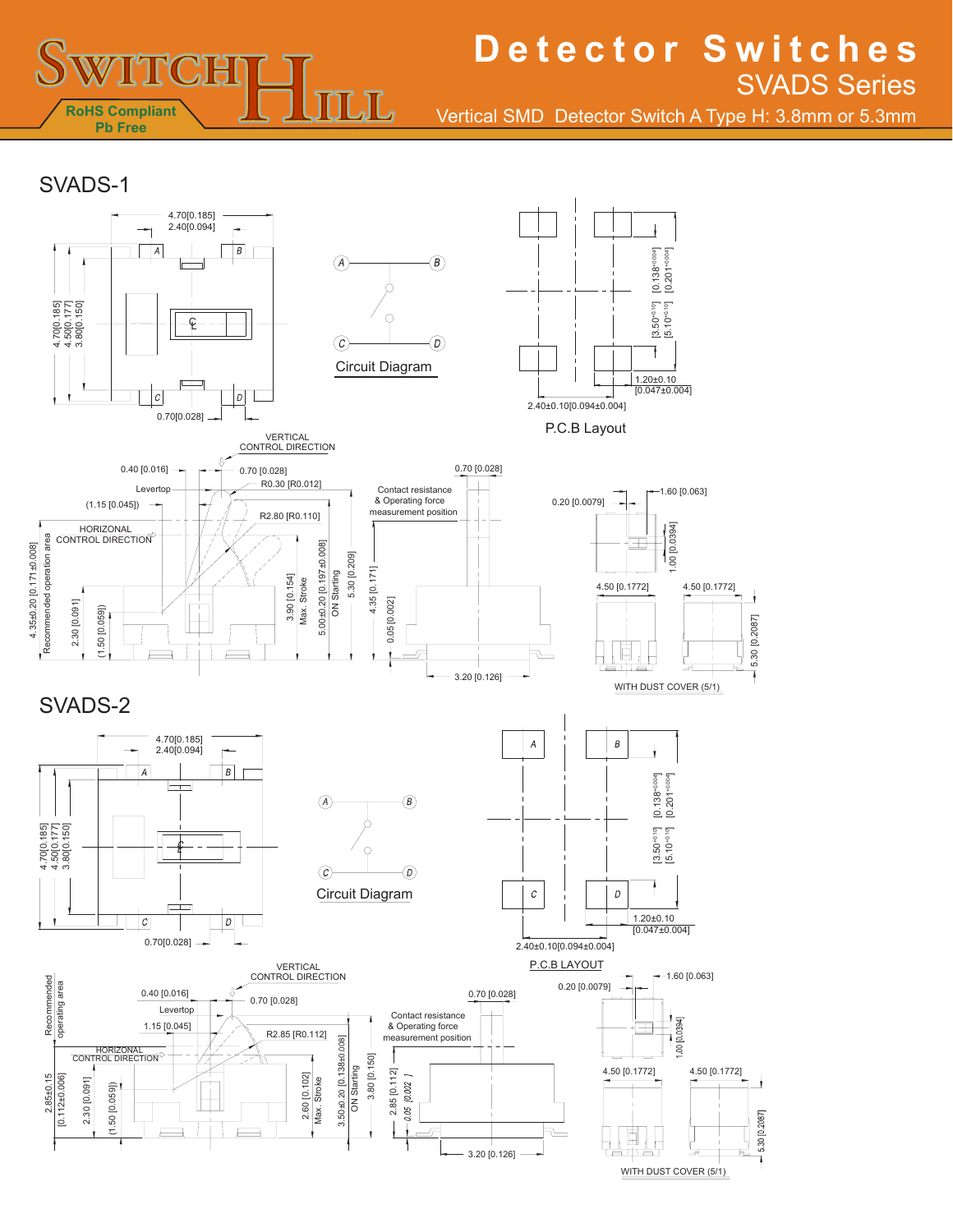# Detector Switches

## SVADS Series

Vertical SMD Detector Switch A Type H: 3.8mm or 5.3mm

RoHS Compliant
Pb Free

## SVADS-1

4.70[0.185]
2.40[0.094]
4.70[0.185]
4.50[0.177]
3.80[0.150]
0.70[0.028]

Circuit Diagram

[0.138+0.004]
[0.201+0.004]
[3.50+0.10]
[5.10+0.10]
1.20±0.10
[0.047±0.004]
2.40±0.10[0.094±0.004]

P.C.B Layout

VERTICAL CONTROL DIRECTION
0.40 [0.016]
0.70 [0.028]
Levertop
R0.30 [R0.012]
(1.15 [0.045])
R2.80 [R0.110]
HORIZONAL CONTROL DIRECTION
4.35±0.20 [0.171±0.008] Recommended operation area
2.30 [0.091]
(1.50 [0.059])
3.90 [0.154] Max. Stroke
5.00±0.20 [0.197±0.008] ON Starting
5.30 [0.209]

Contact resistance & Operating force measurement position
0.70 [0.028]
4.35 [0.171]
0.05 [0.002]
3.20 [0.126]

0.20 [0.0079]
1.60 [0.063]
1.00 [0.0394]
4.50 [0.1772]
4.50 [0.1772]
5.30 [0.2087]

WITH DUST COVER (5/1)

## SVADS-2

4.70[0.185]
2.40[0.094]
4.70[0.185]
4.50[0.177]
3.80[0.150]
0.70[0.028]

Circuit Diagram

[0.138+0.004]
[0.201+0.004]
[3.50+0.10]
[5.10+0.10]
1.20±0.10
[0.047±0.004]
2.40±0.10[0.094±0.004]

P.C.B LAYOUT

VERTICAL CONTROL DIRECTION
Recommended operating area
0.40 [0.016]
0.70 [0.028]
Levertop
1.15 [0.045]
R2.85 [R0.112]
HORIZONAL CONTROL DIRECTION
2.85±0.15 [0.112±0.006]
2.30 [0.091]
(1.50 [0.059])
2.60 [0.102] Max. Stroke
3.50±0.20 [0.138±0.008] ON Starting
3.80 [0.150]

Contact resistance & Operating force measurement position
0.70 [0.028]
2.85 [0.112]
0.05 [0.002]
3.20 [0.126]

0.20 [0.0079]
1.60 [0.063]
1.00 [0.0394]
4.50 [0.1772]
4.50 [0.1772]
5.30 [0.2087]

WITH DUST COVER (5/1)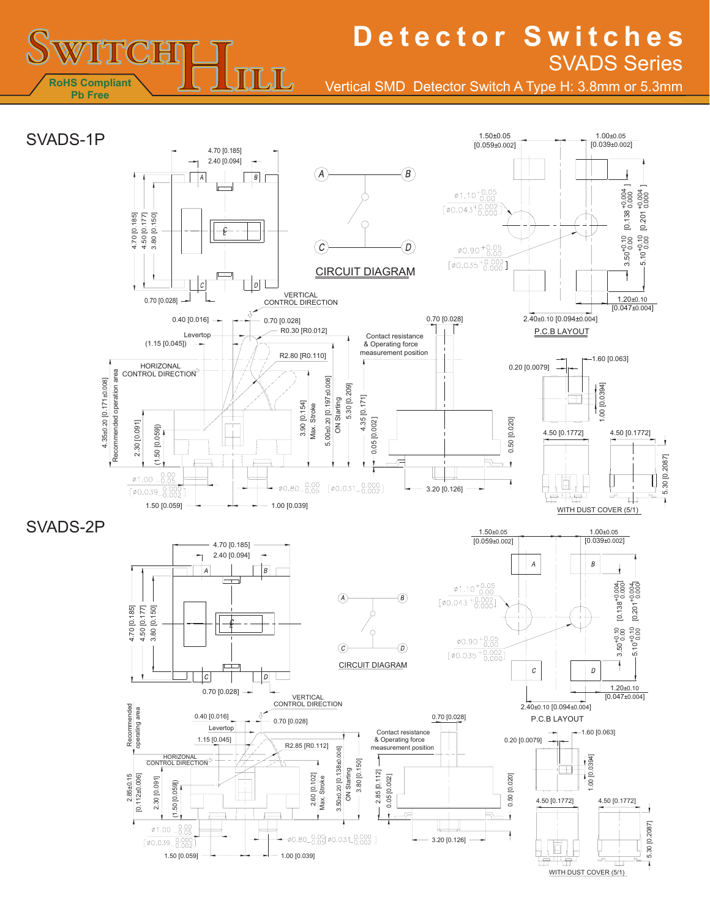# Detector Switches

## SVADS Series

Vertical SMD Detector Switch A Type H: 3.8mm or 5.3mm

RoHS Compliant
Pb Free

## SVADS-1P

4.70 [0.185]
2.40 [0.094]
4.70 [0.185]
4.50 [0.177]
3.80 [0.150]
0.70 [0.028]

CIRCUIT DIAGRAM

1.50±0.05 [0.059±0.002]
1.00±0.05 [0.039±0.002]
ø1.10 +0.05/0.00 [ø0.043 +0.002/0.000]
ø0.90 +0.05/0.00 [ø0.035 +0.002/0.000]
3.50 +0.10/0.00 [0.138 +0.004/0.000]
5.10 +0.10/0.00 [0.201 +0.004/0.000]
1.20±0.10 [0.047±0.004]
2.40±0.10 [0.094±0.004]

P.C.B LAYOUT

VERTICAL CONTROL DIRECTION
0.40 [0.016]
0.70 [0.028]
R0.30 [R0.012]
Levertop
(1.15 [0.045])
R2.80 [R0.110]
HORIZONAL CONTROL DIRECTION
4.35±0.20 [0.171±0.008] Recommended operation area
2.30 [0.091]
(1.50 [0.059])
3.90 [0.154] Max. Stroke
5.00±0.20 [0.197±0.008] ON Starting
5.30 [0.209]
4.35 [0.171]
0.05 [0.002]
Contact resistance & Operating force measurement position
0.70 [0.028]
0.50 [0.020]
ø1.00 0.00/-0.05 [ø0.039 0.000/-0.002]
ø0.80 0.00/-0.05 [ø0.031 0.000/-0.002]
1.50 [0.059]
1.00 [0.039]
3.20 [0.126]
0.20 [0.0079]
1.60 [0.063]
1.00 [0.0394]
4.50 [0.1772]
4.50 [0.1772]
5.30 [0.2087]

WITH DUST COVER (5/1)

## SVADS-2P

4.70 [0.185]
2.40 [0.094]
4.70 [0.185]
4.50 [0.177]
3.80 [0.150]
0.70 [0.028]

CIRCUIT DIAGRAM

1.50±0.05 [0.059±0.002]
1.00±0.05 [0.039±0.002]
ø1.10 +0.05/0.00 [ø0.043 +0.002/0.000]
ø0.90 +0.05/0.00 [ø0.035 +0.002/0.000]
3.50 +0.10/0.00 [0.138 +0.004/0.000]
5.10 +0.10/0.00 [0.201 +0.004/0.000]
1.20±0.10 [0.047±0.004]
2.40±0.10 [0.094±0.004]

P.C.B LAYOUT

VERTICAL CONTROL DIRECTION
Recommended operating area
0.40 [0.016]
0.70 [0.028]
Levertop
1.15 [0.045]
R2.85 [R0.112]
HORIZONAL CONTROL DIRECTION
2.85±0.15 [0.112±0.006]
2.30 [0.091]
(1.50 [0.059])
2.60 [0.102] Max. Stroke
3.50±0.20 [0.138±0.008] ON Starting
3.80 [0.150]
2.85 [0.112]
0.05 [0.002]
Contact resistance & Operating force measurement position
0.70 [0.028]
0.50 [0.020]
ø1.00 0.00/-0.05 [ø0.039 0.000/-0.002]
ø0.80 0.00/-0.05 [ø0.031 0.000/-0.002]
1.50 [0.059]
1.00 [0.039]
3.20 [0.126]
0.20 [0.0079]
1.60 [0.063]
1.00 [0.0394]
4.50 [0.1772]
4.50 [0.1772]
5.30 [0.2087]

WITH DUST COVER (5/1)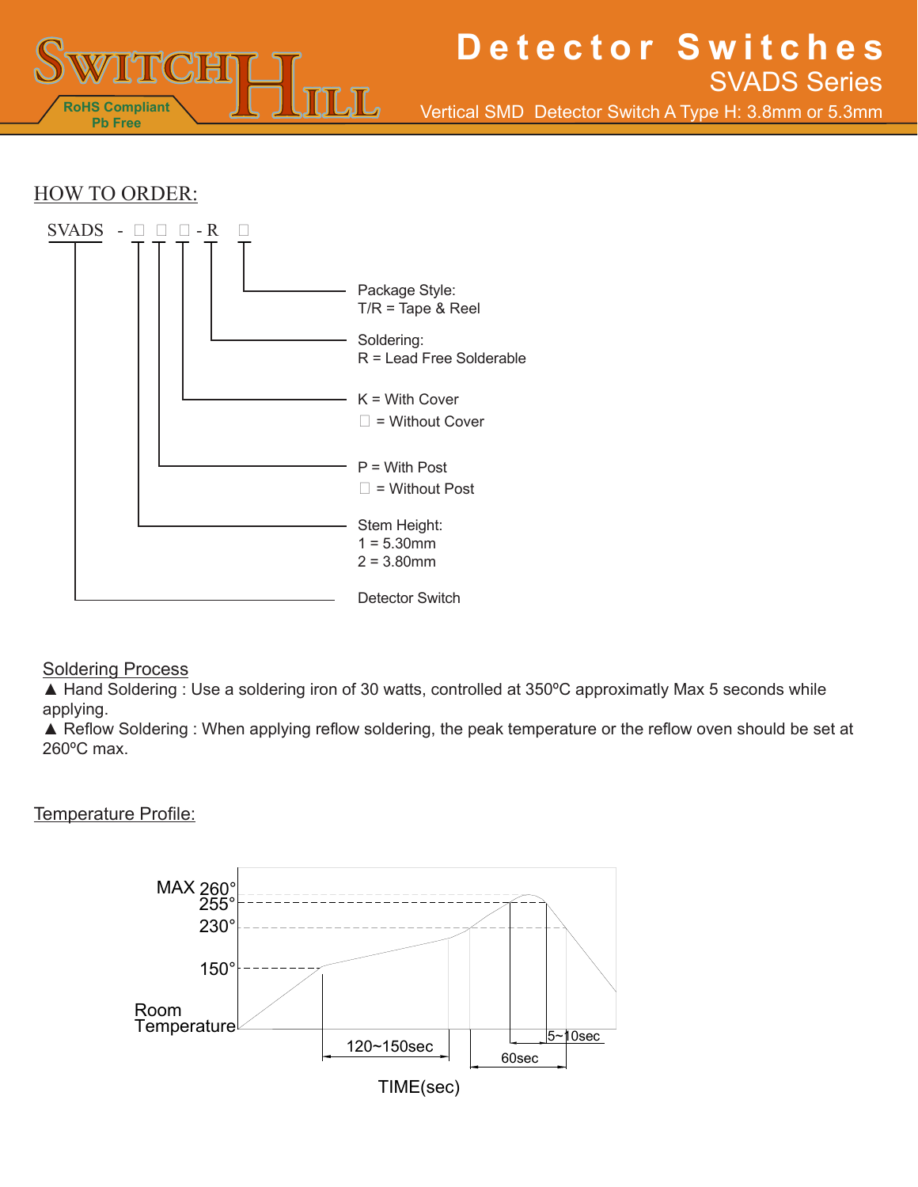# Detector Switches

## SVADS Series

Vertical SMD Detector Switch A Type H: 3.8mm or 5.3mm

RoHS Compliant
Pb Free

## HOW TO ORDER:

SVADS - □ □ □ - R □

- Package Style: T/R = Tape & Reel
- Soldering: R = Lead Free Solderable
- K = With Cover; □ = Without Cover
- P = With Post; □ = Without Post
- Stem Height: 1 = 5.30mm; 2 = 3.80mm
- Detector Switch

## Soldering Process

▲ Hand Soldering : Use a soldering iron of 30 watts, controlled at 350ºC approximatly Max 5 seconds while applying.

▲ Reflow Soldering : When applying reflow soldering, the peak temperature or the reflow oven should be set at 260ºC max.

## Temperature Profile:

MAX 260°
255°
230°
150°
Room Temperature
120~150sec
60sec
5~10sec
TIME(sec)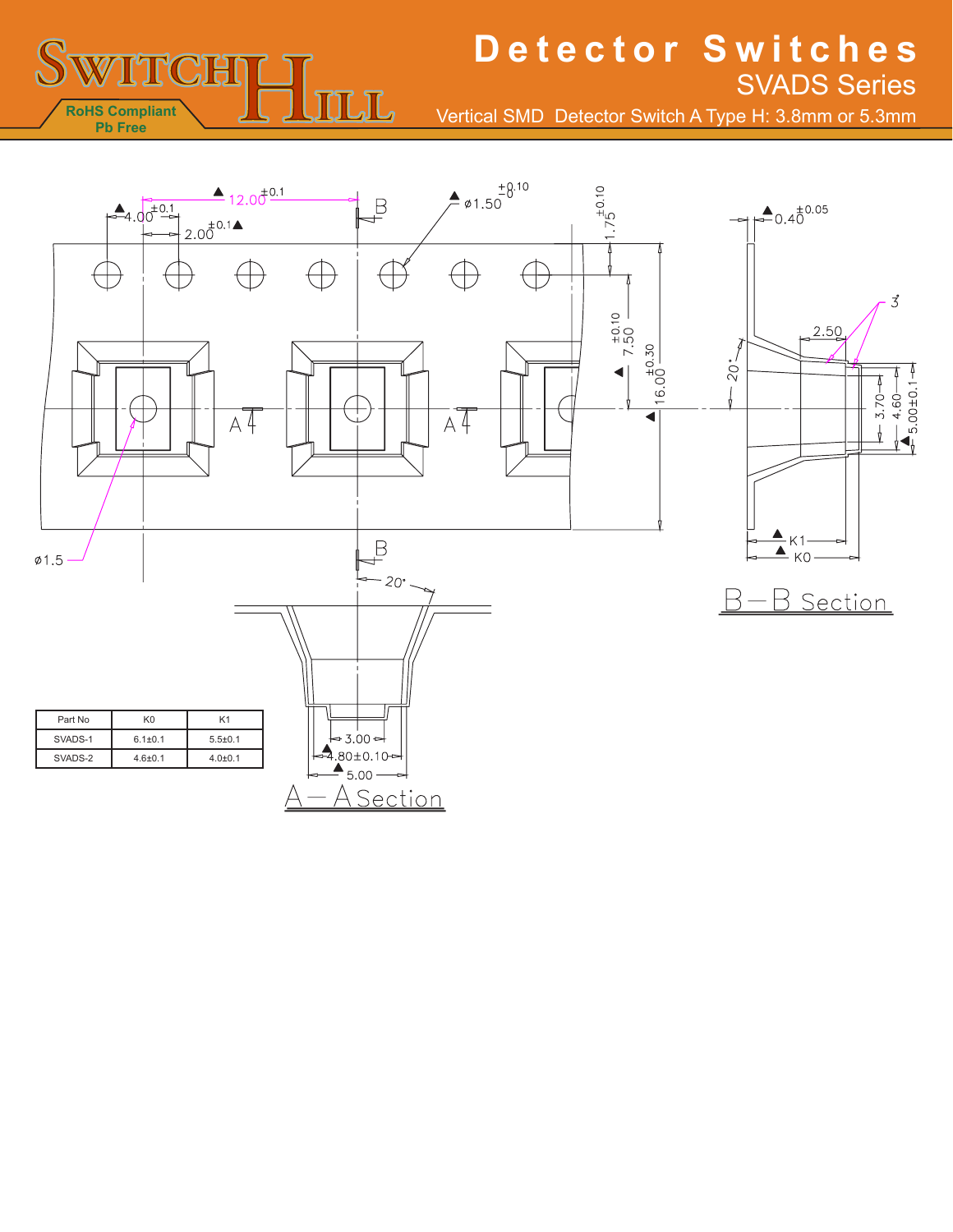# Detector Switches

## SVADS Series

Vertical SMD Detector Switch A Type H: 3.8mm or 5.3mm

RoHS Compliant
Pb Free

12.00 ±0.1
4.00 ±0.1
2.00 ±0.1
ø1.50 +0.10 -0
1.75 ±0.10
7.50 ±0.10
16.00 ±0.30
0.40 ±0.05
2.50
3°
20°
3.70
4.60
5.00±0.1
K1
K0
ø1.5
A
B

B — B Section

20°
3.00
4.80±0.10
5.00

A — A Section

| Part No | K0 | K1 |
|---|---|---|
| SVADS-1 | 6.1±0.1 | 5.5±0.1 |
| SVADS-2 | 4.6±0.1 | 4.0±0.1 |